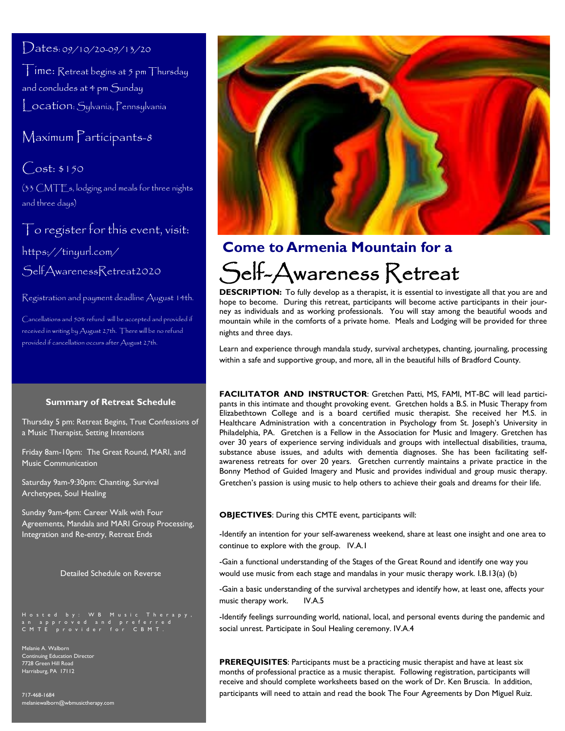# Come to Armenia Mountain for a

# Self-Awareness Retreat

**DESCRIPTION:** To fully develop as a therapist, it is essential to investigate all that you are and hope to become. During this retreat, participants will become active participants in their journey as individuals and as working professionals. You will stay among the beautiful woods and mountain while in the comforts of a private home. Meals and Lodging will be provided for three nights and three days.

Learn and experience through mandala study, survival archetypes, chanting, journaling, processing within a safe and supportive group, and more, all in the beautiful hills of Bradford County.

Dates: 09/10/20-09/13/20

Time: Retreat begins at 5 pm Thursday and concludes at 4 pm Sunday

Location: Sylvania, Pennsylvania

Maximum Participants-8

Cost: $150

(33 CMTEs, lodging and meals for three nights and three days)

To register for this event, visit: https://tinyurl.com/SelfAwarenessRetreat2020

Registration and payment deadline August 14th.

Cancellations and 50% refund will be accepted and provided if received in writing by August 27th. There will be no refund provided if cancellation occurs after August 27th.

**FACILITATOR AND INSTRUCTOR**: Gretchen Patti, MS, FAMI, MT-BC will lead participants in this intimate and thought provoking event. Gretchen holds a B.S. in Music Therapy from Elizabethtown College and is a board certified music therapist. She received her M.S. in Healthcare Administration with a concentration in Psychology from St. Joseph's University in Philadelphia, PA. Gretchen is a Fellow in the Association for Music and Imagery. Gretchen has over 30 years of experience serving individuals and groups with intellectual disabilities, trauma, substance abuse issues, and adults with dementia diagnoses. She has been facilitating self-awareness retreats for over 20 years. Gretchen currently maintains a private practice in the Bonny Method of Guided Imagery and Music and provides individual and group music therapy. Gretchen's passion is using music to help others to achieve their goals and dreams for their life.

**OBJECTIVES**: During this CMTE event, participants will:

-Identify an intention for your self-awareness weekend, share at least one insight and one area to continue to explore with the group. IV.A.1

-Gain a functional understanding of the Stages of the Great Round and identify one way you would use music from each stage and mandalas in your music therapy work. I.B.13(a) (b)

-Gain a basic understanding of the survival archetypes and identify how, at least one, affects your music therapy work. IV.A.5

-Identify feelings surrounding world, national, local, and personal events during the pandemic and social unrest. Participate in Soul Healing ceremony. IV.A.4

**PREREQUISITES**: Participants must be a practicing music therapist and have at least six months of professional practice as a music therapist. Following registration, participants will receive and should complete worksheets based on the work of Dr. Ken Bruscia. In addition, participants will need to attain and read the book The Four Agreements by Don Miguel Ruiz.

### Summary of Retreat Schedule

Thursday 5 pm: Retreat Begins, True Confessions of a Music Therapist, Setting Intentions

Friday 8am-10pm: The Great Round, MARI, and Music Communication

Saturday 9am-9:30pm: Chanting, Survival Archetypes, Soul Healing

Sunday 9am-4pm: Career Walk with Four Agreements, Mandala and MARI Group Processing, Integration and Re-entry, Retreat Ends

Detailed Schedule on Reverse

Hosted by: WB Music Therapy, an approved and preferred CMTE provider for CBMT.

Melanie A. Walborn
Continuing Education Director
7728 Green Hill Road
Harrisburg, PA 17112

717-468-1684
melaniewalborn@wbmusictherapy.com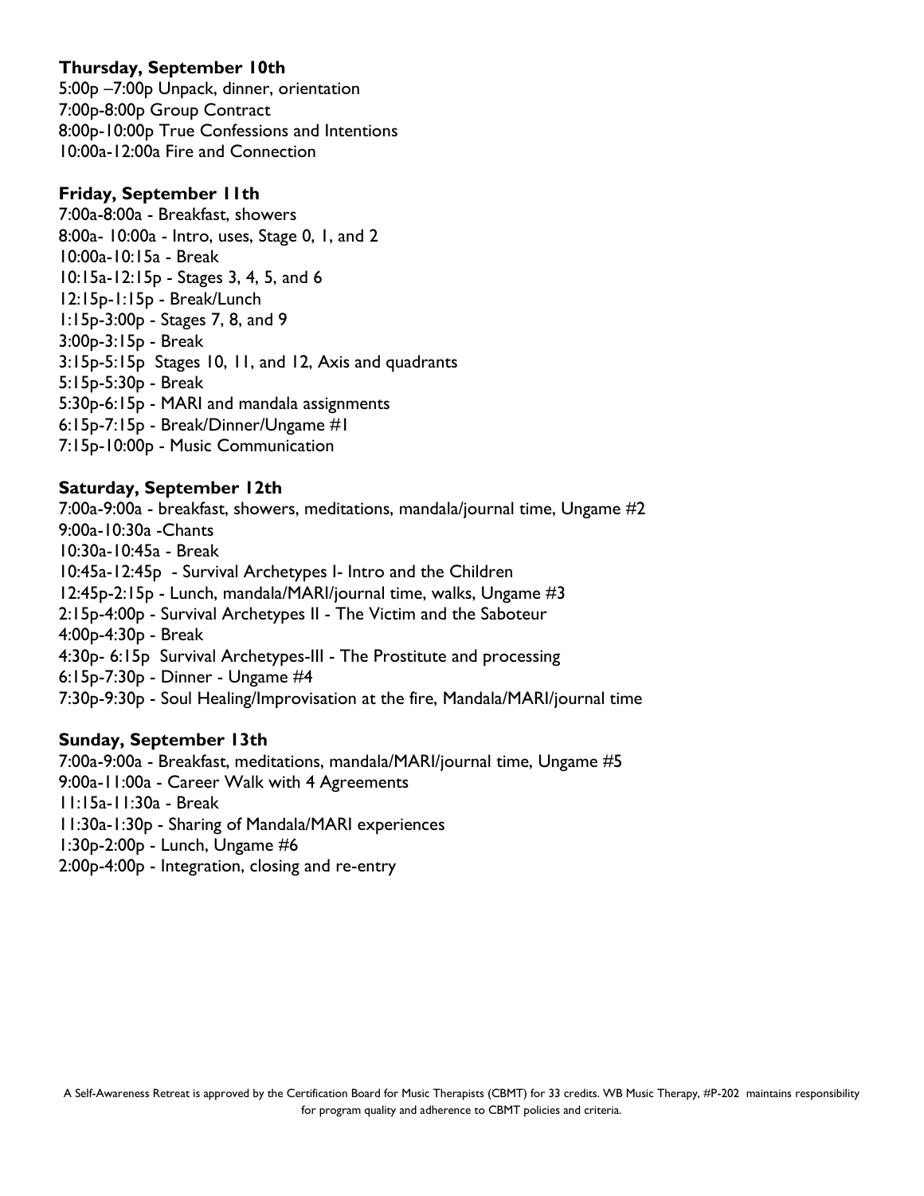**Thursday, September 10th**
5:00p –7:00p Unpack, dinner, orientation
7:00p-8:00p Group Contract
8:00p-10:00p True Confessions and Intentions
10:00a-12:00a Fire and Connection

**Friday, September 11th**
7:00a-8:00a - Breakfast, showers
8:00a- 10:00a - Intro, uses, Stage 0, 1, and 2
10:00a-10:15a - Break
10:15a-12:15p - Stages 3, 4, 5, and 6
12:15p-1:15p - Break/Lunch
1:15p-3:00p - Stages 7, 8, and 9
3:00p-3:15p - Break
3:15p-5:15p Stages 10, 11, and 12, Axis and quadrants
5:15p-5:30p - Break
5:30p-6:15p - MARI and mandala assignments
6:15p-7:15p - Break/Dinner/Ungame #1
7:15p-10:00p - Music Communication

**Saturday, September 12th**
7:00a-9:00a - breakfast, showers, meditations, mandala/journal time, Ungame #2
9:00a-10:30a -Chants
10:30a-10:45a - Break
10:45a-12:45p - Survival Archetypes I- Intro and the Children
12:45p-2:15p - Lunch, mandala/MARI/journal time, walks, Ungame #3
2:15p-4:00p - Survival Archetypes II - The Victim and the Saboteur
4:00p-4:30p - Break
4:30p- 6:15p Survival Archetypes-III - The Prostitute and processing
6:15p-7:30p - Dinner - Ungame #4
7:30p-9:30p - Soul Healing/Improvisation at the fire, Mandala/MARI/journal time

**Sunday, September 13th**
7:00a-9:00a - Breakfast, meditations, mandala/MARI/journal time, Ungame #5
9:00a-11:00a - Career Walk with 4 Agreements
11:15a-11:30a - Break
11:30a-1:30p - Sharing of Mandala/MARI experiences
1:30p-2:00p - Lunch, Ungame #6
2:00p-4:00p - Integration, closing and re-entry

A Self-Awareness Retreat is approved by the Certification Board for Music Therapists (CBMT) for 33 credits. WB Music Therapy, #P-202 maintains responsibility for program quality and adherence to CBMT policies and criteria.